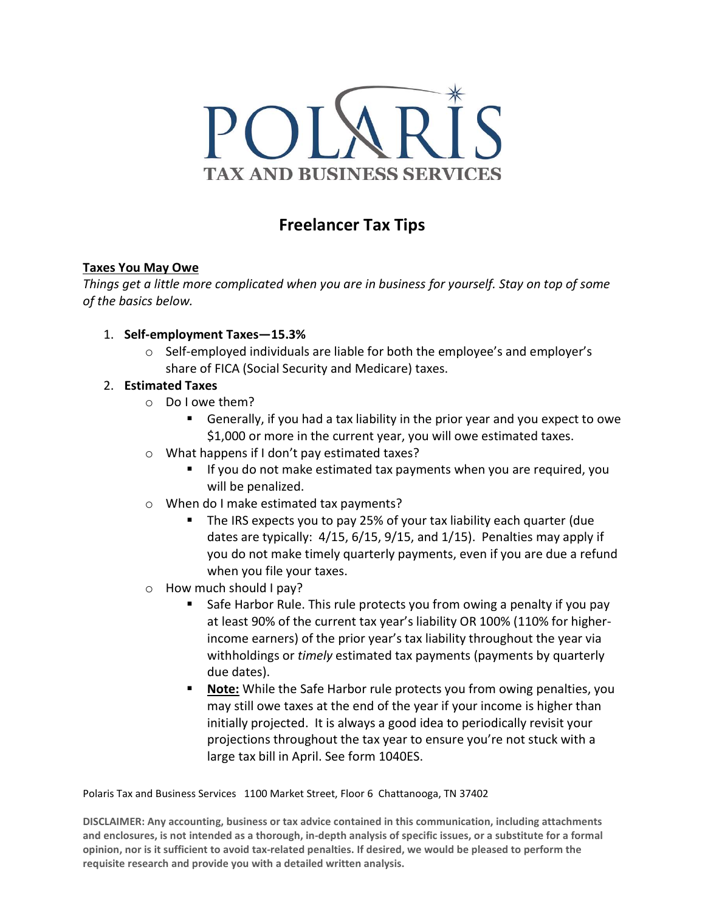# POLARIS

TAX AND BUSINESS SERVICES

## Freelancer Tax Tips

### Taxes You May Owe

*Things get a little more complicated when you are in business for yourself. Stay on top of some of the basics below.*

1. **Self-employment Taxes—15.3%**
   - Self-employed individuals are liable for both the employee's and employer's share of FICA (Social Security and Medicare) taxes.
2. **Estimated Taxes**
   - Do I owe them?
     - Generally, if you had a tax liability in the prior year and you expect to owe $1,000 or more in the current year, you will owe estimated taxes.
   - What happens if I don't pay estimated taxes?
     - If you do not make estimated tax payments when you are required, you will be penalized.
   - When do I make estimated tax payments?
     - The IRS expects you to pay 25% of your tax liability each quarter (due dates are typically: 4/15, 6/15, 9/15, and 1/15). Penalties may apply if you do not make timely quarterly payments, even if you are due a refund when you file your taxes.
   - How much should I pay?
     - Safe Harbor Rule. This rule protects you from owing a penalty if you pay at least 90% of the current tax year's liability OR 100% (110% for higher-income earners) of the prior year's tax liability throughout the year via withholdings or *timely* estimated tax payments (payments by quarterly due dates).
     - **Note:** While the Safe Harbor rule protects you from owing penalties, you may still owe taxes at the end of the year if your income is higher than initially projected. It is always a good idea to periodically revisit your projections throughout the tax year to ensure you're not stuck with a large tax bill in April. See form 1040ES.

Polaris Tax and Business Services 1100 Market Street, Floor 6 Chattanooga, TN 37402

**DISCLAIMER: Any accounting, business or tax advice contained in this communication, including attachments and enclosures, is not intended as a thorough, in-depth analysis of specific issues, or a substitute for a formal opinion, nor is it sufficient to avoid tax-related penalties. If desired, we would be pleased to perform the requisite research and provide you with a detailed written analysis.**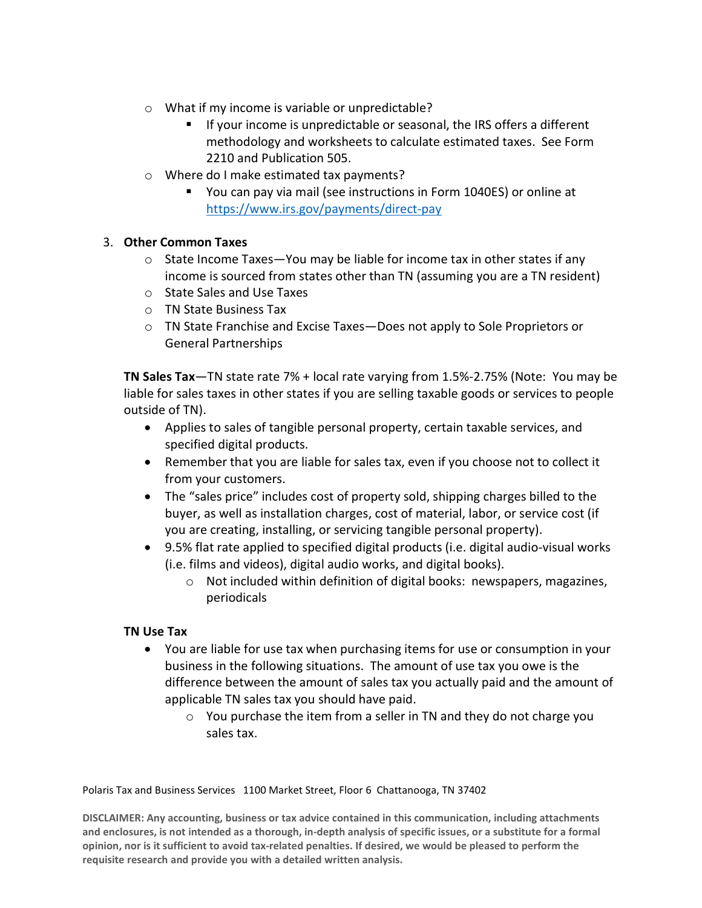- What if my income is variable or unpredictable?
  - If your income is unpredictable or seasonal, the IRS offers a different methodology and worksheets to calculate estimated taxes. See Form 2210 and Publication 505.
- Where do I make estimated tax payments?
  - You can pay via mail (see instructions in Form 1040ES) or online at https://www.irs.gov/payments/direct-pay

3. **Other Common Taxes**
   - State Income Taxes—You may be liable for income tax in other states if any income is sourced from states other than TN (assuming you are a TN resident)
   - State Sales and Use Taxes
   - TN State Business Tax
   - TN State Franchise and Excise Taxes—Does not apply to Sole Proprietors or General Partnerships

   **TN Sales Tax**—TN state rate 7% + local rate varying from 1.5%-2.75% (Note: You may be liable for sales taxes in other states if you are selling taxable goods or services to people outside of TN).

   - Applies to sales of tangible personal property, certain taxable services, and specified digital products.
   - Remember that you are liable for sales tax, even if you choose not to collect it from your customers.
   - The "sales price" includes cost of property sold, shipping charges billed to the buyer, as well as installation charges, cost of material, labor, or service cost (if you are creating, installing, or servicing tangible personal property).
   - 9.5% flat rate applied to specified digital products (i.e. digital audio-visual works (i.e. films and videos), digital audio works, and digital books).
     - Not included within definition of digital books: newspapers, magazines, periodicals

   **TN Use Tax**

   - You are liable for use tax when purchasing items for use or consumption in your business in the following situations. The amount of use tax you owe is the difference between the amount of sales tax you actually paid and the amount of applicable TN sales tax you should have paid.
     - You purchase the item from a seller in TN and they do not charge you sales tax.

Polaris Tax and Business Services 1100 Market Street, Floor 6 Chattanooga, TN 37402

**DISCLAIMER: Any accounting, business or tax advice contained in this communication, including attachments and enclosures, is not intended as a thorough, in-depth analysis of specific issues, or a substitute for a formal opinion, nor is it sufficient to avoid tax-related penalties. If desired, we would be pleased to perform the requisite research and provide you with a detailed written analysis.**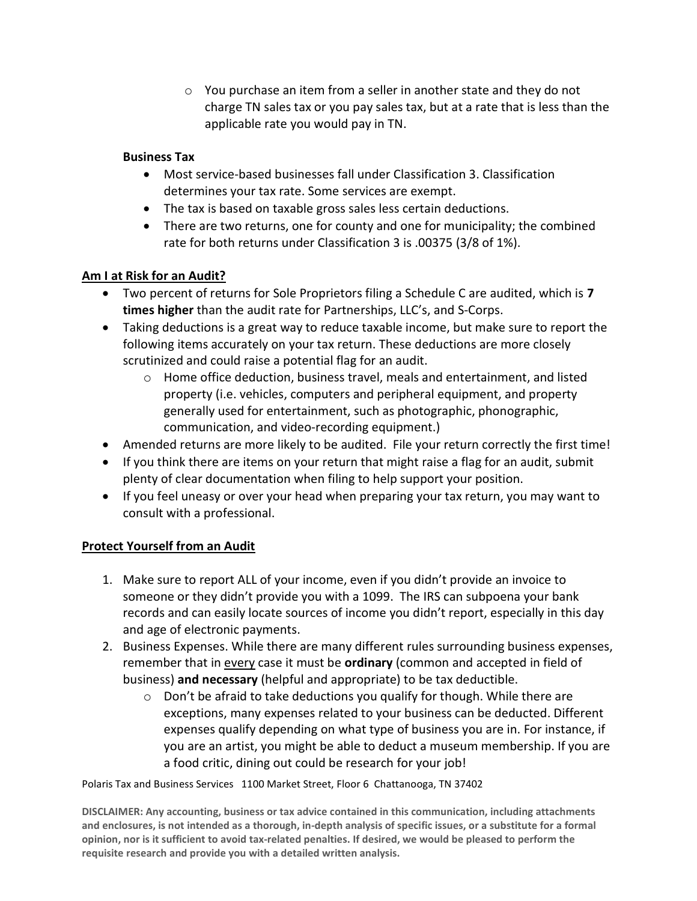- You purchase an item from a seller in another state and they do not charge TN sales tax or you pay sales tax, but at a rate that is less than the applicable rate you would pay in TN.

**Business Tax**

- Most service-based businesses fall under Classification 3. Classification determines your tax rate. Some services are exempt.
- The tax is based on taxable gross sales less certain deductions.
- There are two returns, one for county and one for municipality; the combined rate for both returns under Classification 3 is .00375 (3/8 of 1%).

## Am I at Risk for an Audit?

- Two percent of returns for Sole Proprietors filing a Schedule C are audited, which is **7 times higher** than the audit rate for Partnerships, LLC's, and S-Corps.
- Taking deductions is a great way to reduce taxable income, but make sure to report the following items accurately on your tax return. These deductions are more closely scrutinized and could raise a potential flag for an audit.
  - Home office deduction, business travel, meals and entertainment, and listed property (i.e. vehicles, computers and peripheral equipment, and property generally used for entertainment, such as photographic, phonographic, communication, and video-recording equipment.)
- Amended returns are more likely to be audited. File your return correctly the first time!
- If you think there are items on your return that might raise a flag for an audit, submit plenty of clear documentation when filing to help support your position.
- If you feel uneasy or over your head when preparing your tax return, you may want to consult with a professional.

## Protect Yourself from an Audit

1. Make sure to report ALL of your income, even if you didn't provide an invoice to someone or they didn't provide you with a 1099. The IRS can subpoena your bank records and can easily locate sources of income you didn't report, especially in this day and age of electronic payments.
2. Business Expenses. While there are many different rules surrounding business expenses, remember that in every case it must be **ordinary** (common and accepted in field of business) **and necessary** (helpful and appropriate) to be tax deductible.
   - Don't be afraid to take deductions you qualify for though. While there are exceptions, many expenses related to your business can be deducted. Different expenses qualify depending on what type of business you are in. For instance, if you are an artist, you might be able to deduct a museum membership. If you are a food critic, dining out could be research for your job!

Polaris Tax and Business Services 1100 Market Street, Floor 6 Chattanooga, TN 37402

**DISCLAIMER: Any accounting, business or tax advice contained in this communication, including attachments and enclosures, is not intended as a thorough, in-depth analysis of specific issues, or a substitute for a formal opinion, nor is it sufficient to avoid tax-related penalties. If desired, we would be pleased to perform the requisite research and provide you with a detailed written analysis.**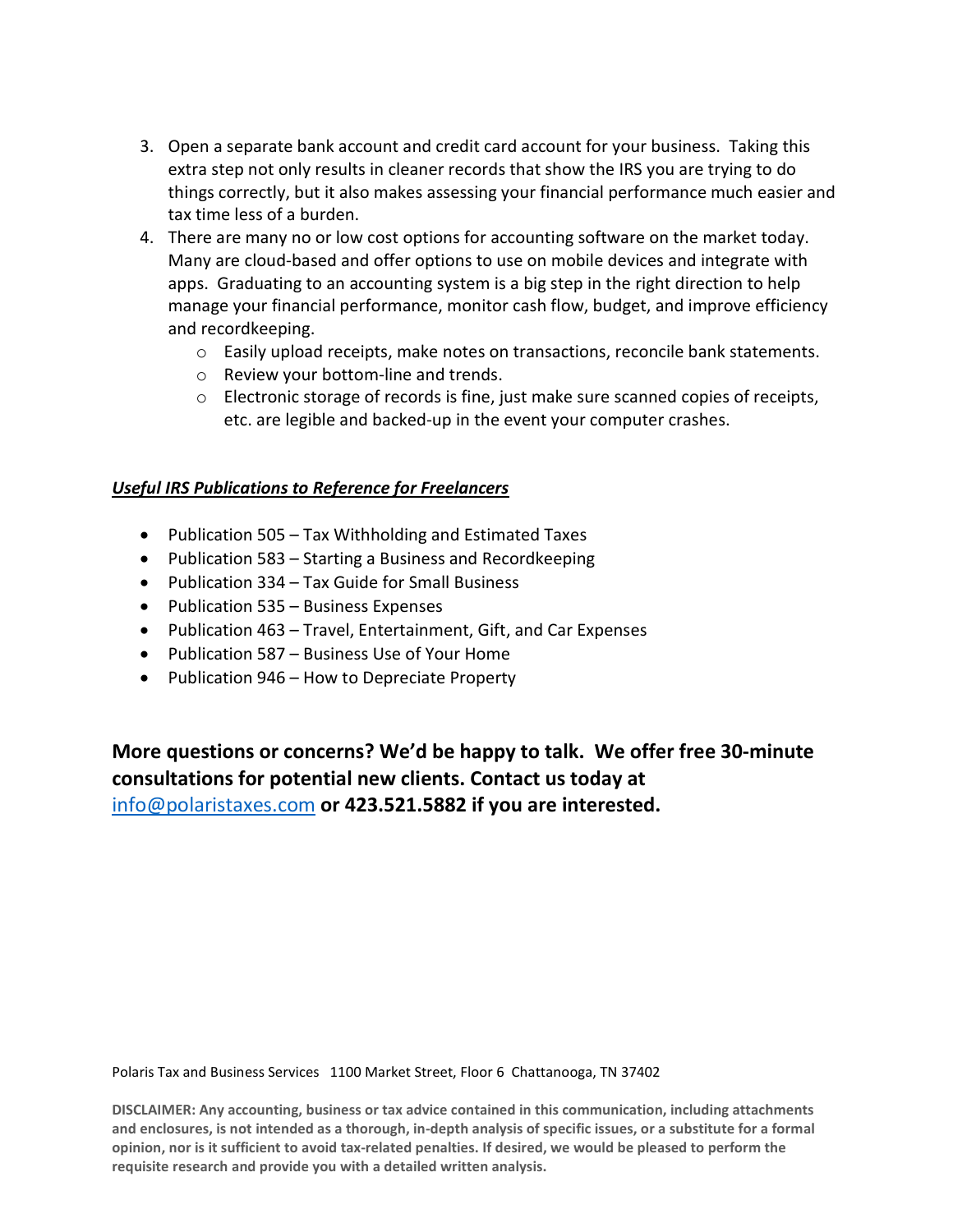3. Open a separate bank account and credit card account for your business. Taking this extra step not only results in cleaner records that show the IRS you are trying to do things correctly, but it also makes assessing your financial performance much easier and tax time less of a burden.
4. There are many no or low cost options for accounting software on the market today. Many are cloud-based and offer options to use on mobile devices and integrate with apps. Graduating to an accounting system is a big step in the right direction to help manage your financial performance, monitor cash flow, budget, and improve efficiency and recordkeeping.
   - Easily upload receipts, make notes on transactions, reconcile bank statements.
   - Review your bottom-line and trends.
   - Electronic storage of records is fine, just make sure scanned copies of receipts, etc. are legible and backed-up in the event your computer crashes.

***Useful IRS Publications to Reference for Freelancers***

- Publication 505 – Tax Withholding and Estimated Taxes
- Publication 583 – Starting a Business and Recordkeeping
- Publication 334 – Tax Guide for Small Business
- Publication 535 – Business Expenses
- Publication 463 – Travel, Entertainment, Gift, and Car Expenses
- Publication 587 – Business Use of Your Home
- Publication 946 – How to Depreciate Property

**More questions or concerns? We'd be happy to talk. We offer free 30-minute consultations for potential new clients. Contact us today at** [info@polaristaxes.com](mailto:info@polaristaxes.com) **or 423.521.5882 if you are interested.**

Polaris Tax and Business Services 1100 Market Street, Floor 6 Chattanooga, TN 37402

**DISCLAIMER: Any accounting, business or tax advice contained in this communication, including attachments and enclosures, is not intended as a thorough, in-depth analysis of specific issues, or a substitute for a formal opinion, nor is it sufficient to avoid tax-related penalties. If desired, we would be pleased to perform the requisite research and provide you with a detailed written analysis.**